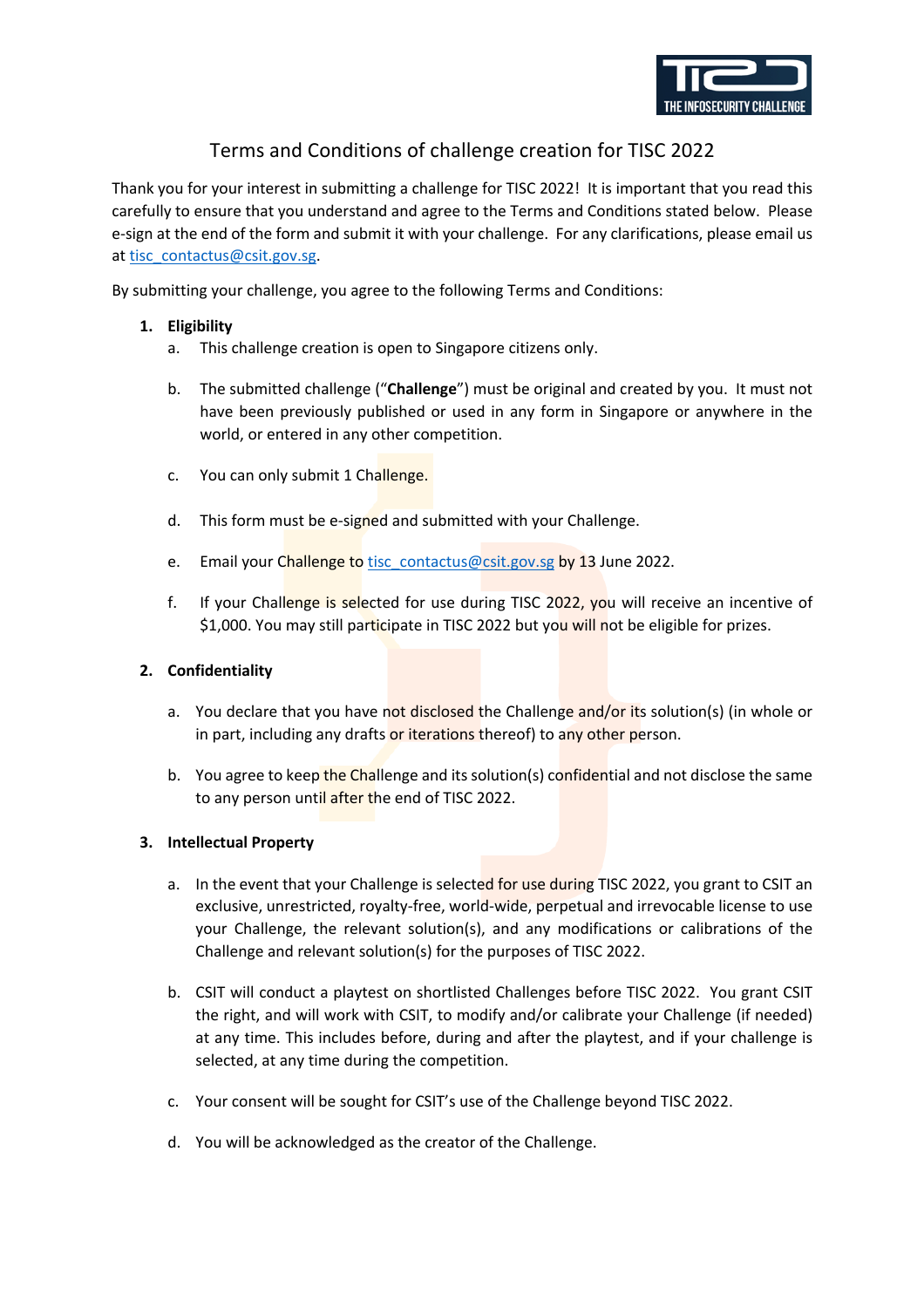# Terms and Conditions of challenge creation for TISC 2022

Thank you for your interest in submitting a challenge for TISC 2022! It is important that you read this carefully to ensure that you understand and agree to the Terms and Conditions stated below. Please e-sign at the end of the form and submit it with your challenge. For any clarifications, please email us at tisc_contactus@csit.gov.sg.

By submitting your challenge, you agree to the following Terms and Conditions:

1. **Eligibility**
   a. This challenge creation is open to Singapore citizens only.

   b. The submitted challenge ("**Challenge**") must be original and created by you. It must not have been previously published or used in any form in Singapore or anywhere in the world, or entered in any other competition.

   c. You can only submit 1 Challenge.

   d. This form must be e-signed and submitted with your Challenge.

   e. Email your Challenge to tisc_contactus@csit.gov.sg by 13 June 2022.

   f. If your Challenge is selected for use during TISC 2022, you will receive an incentive of $1,000. You may still participate in TISC 2022 but you will not be eligible for prizes.

2. **Confidentiality**

   a. You declare that you have not disclosed the Challenge and/or its solution(s) (in whole or in part, including any drafts or iterations thereof) to any other person.

   b. You agree to keep the Challenge and its solution(s) confidential and not disclose the same to any person until after the end of TISC 2022.

3. **Intellectual Property**

   a. In the event that your Challenge is selected for use during TISC 2022, you grant to CSIT an exclusive, unrestricted, royalty-free, world-wide, perpetual and irrevocable license to use your Challenge, the relevant solution(s), and any modifications or calibrations of the Challenge and relevant solution(s) for the purposes of TISC 2022.

   b. CSIT will conduct a playtest on shortlisted Challenges before TISC 2022. You grant CSIT the right, and will work with CSIT, to modify and/or calibrate your Challenge (if needed) at any time. This includes before, during and after the playtest, and if your challenge is selected, at any time during the competition.

   c. Your consent will be sought for CSIT's use of the Challenge beyond TISC 2022.

   d. You will be acknowledged as the creator of the Challenge.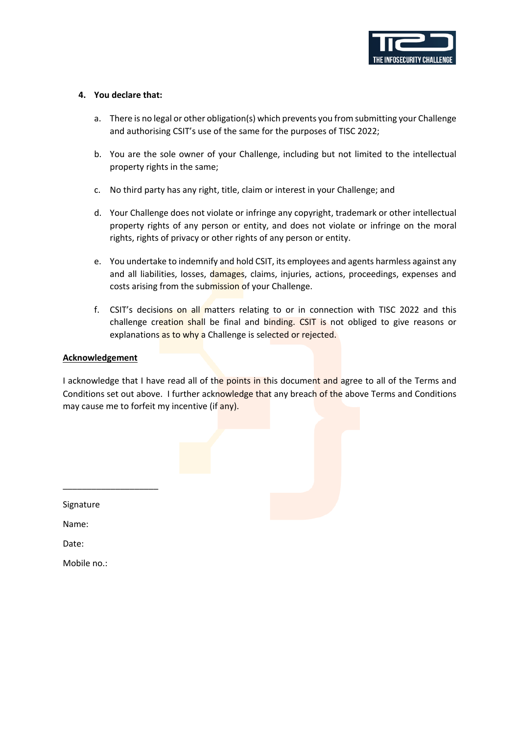4. **You declare that:**

   a. There is no legal or other obligation(s) which prevents you from submitting your Challenge and authorising CSIT's use of the same for the purposes of TISC 2022;

   b. You are the sole owner of your Challenge, including but not limited to the intellectual property rights in the same;

   c. No third party has any right, title, claim or interest in your Challenge; and

   d. Your Challenge does not violate or infringe any copyright, trademark or other intellectual property rights of any person or entity, and does not violate or infringe on the moral rights, rights of privacy or other rights of any person or entity.

   e. You undertake to indemnify and hold CSIT, its employees and agents harmless against any and all liabilities, losses, damages, claims, injuries, actions, proceedings, expenses and costs arising from the submission of your Challenge.

   f. CSIT's decisions on all matters relating to or in connection with TISC 2022 and this challenge creation shall be final and binding. CSIT is not obliged to give reasons or explanations as to why a Challenge is selected or rejected.

<u>**Acknowledgement**</u>

I acknowledge that I have read all of the points in this document and agree to all of the Terms and Conditions set out above. I further acknowledge that any breach of the above Terms and Conditions may cause me to forfeit my incentive (if any).

____________________

Signature

Name:

Date:

Mobile no.: